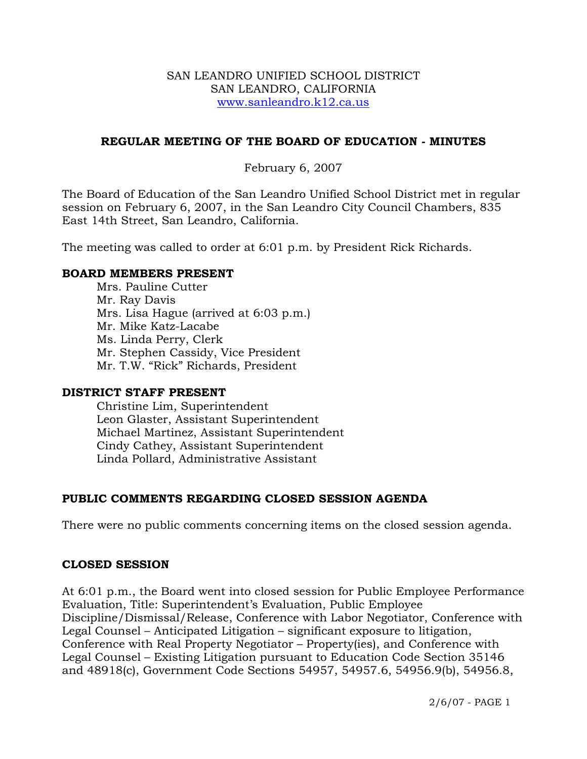SAN LEANDRO UNIFIED SCHOOL DISTRICT
SAN LEANDRO, CALIFORNIA
www.sanleandro.k12.ca.us

# REGULAR MEETING OF THE BOARD OF EDUCATION - MINUTES

February 6, 2007

The Board of Education of the San Leandro Unified School District met in regular session on February 6, 2007, in the San Leandro City Council Chambers, 835 East 14th Street, San Leandro, California.

The meeting was called to order at 6:01 p.m. by President Rick Richards.

## BOARD MEMBERS PRESENT

Mrs. Pauline Cutter
Mr. Ray Davis
Mrs. Lisa Hague (arrived at 6:03 p.m.)
Mr. Mike Katz-Lacabe
Ms. Linda Perry, Clerk
Mr. Stephen Cassidy, Vice President
Mr. T.W. "Rick" Richards, President

## DISTRICT STAFF PRESENT

Christine Lim, Superintendent
Leon Glaster, Assistant Superintendent
Michael Martinez, Assistant Superintendent
Cindy Cathey, Assistant Superintendent
Linda Pollard, Administrative Assistant

## PUBLIC COMMENTS REGARDING CLOSED SESSION AGENDA

There were no public comments concerning items on the closed session agenda.

## CLOSED SESSION

At 6:01 p.m., the Board went into closed session for Public Employee Performance Evaluation, Title: Superintendent's Evaluation, Public Employee Discipline/Dismissal/Release, Conference with Labor Negotiator, Conference with Legal Counsel – Anticipated Litigation – significant exposure to litigation, Conference with Real Property Negotiator – Property(ies), and Conference with Legal Counsel – Existing Litigation pursuant to Education Code Section 35146 and 48918(c), Government Code Sections 54957, 54957.6, 54956.9(b), 54956.8,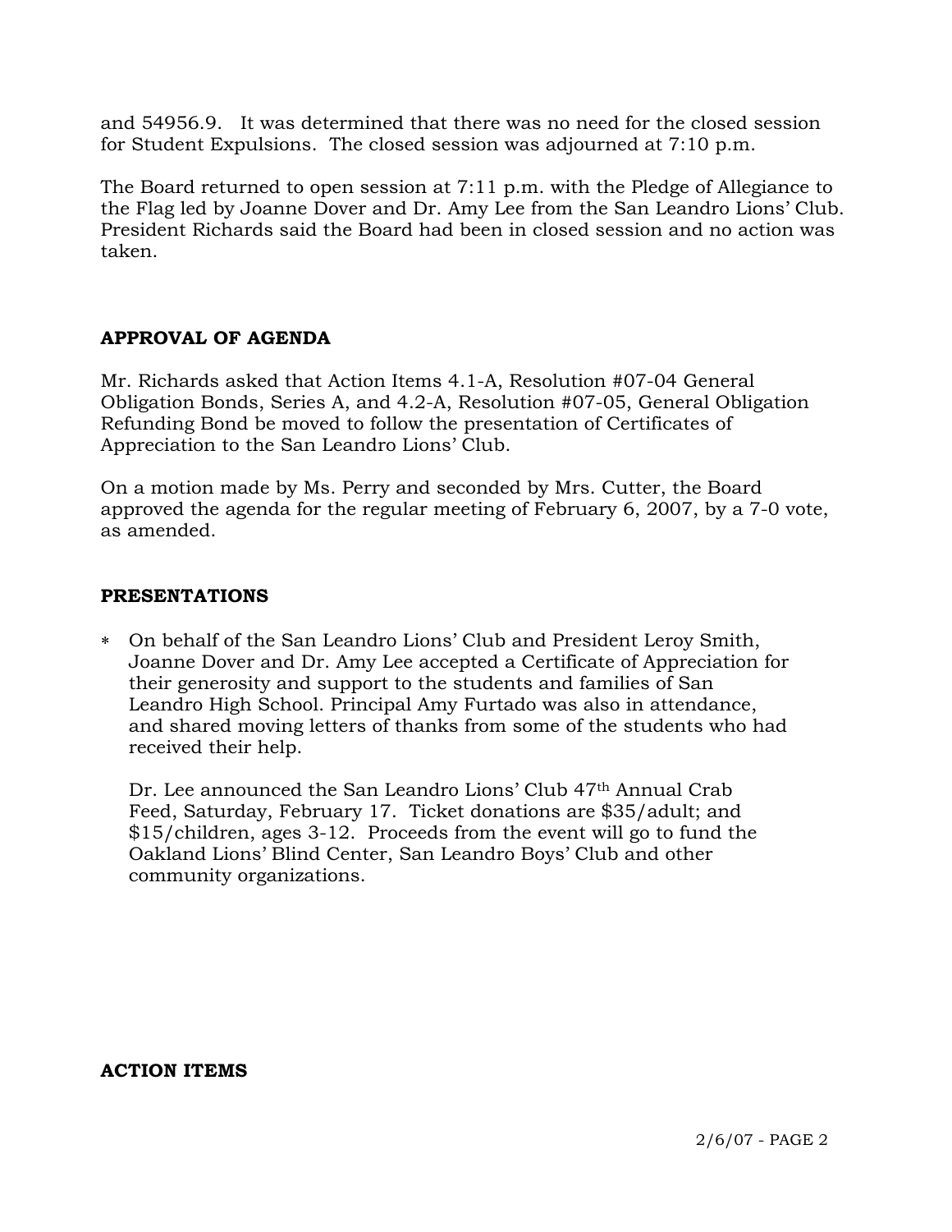and 54956.9. It was determined that there was no need for the closed session for Student Expulsions. The closed session was adjourned at 7:10 p.m.

The Board returned to open session at 7:11 p.m. with the Pledge of Allegiance to the Flag led by Joanne Dover and Dr. Amy Lee from the San Leandro Lions' Club. President Richards said the Board had been in closed session and no action was taken.

**APPROVAL OF AGENDA**

Mr. Richards asked that Action Items 4.1-A, Resolution #07-04 General Obligation Bonds, Series A, and 4.2-A, Resolution #07-05, General Obligation Refunding Bond be moved to follow the presentation of Certificates of Appreciation to the San Leandro Lions' Club.

On a motion made by Ms. Perry and seconded by Mrs. Cutter, the Board approved the agenda for the regular meeting of February 6, 2007, by a 7-0 vote, as amended.

**PRESENTATIONS**

* On behalf of the San Leandro Lions' Club and President Leroy Smith, Joanne Dover and Dr. Amy Lee accepted a Certificate of Appreciation for their generosity and support to the students and families of San Leandro High School. Principal Amy Furtado was also in attendance, and shared moving letters of thanks from some of the students who had received their help.

  Dr. Lee announced the San Leandro Lions' Club 47th Annual Crab Feed, Saturday, February 17. Ticket donations are $35/adult; and $15/children, ages 3-12. Proceeds from the event will go to fund the Oakland Lions' Blind Center, San Leandro Boys' Club and other community organizations.

**ACTION ITEMS**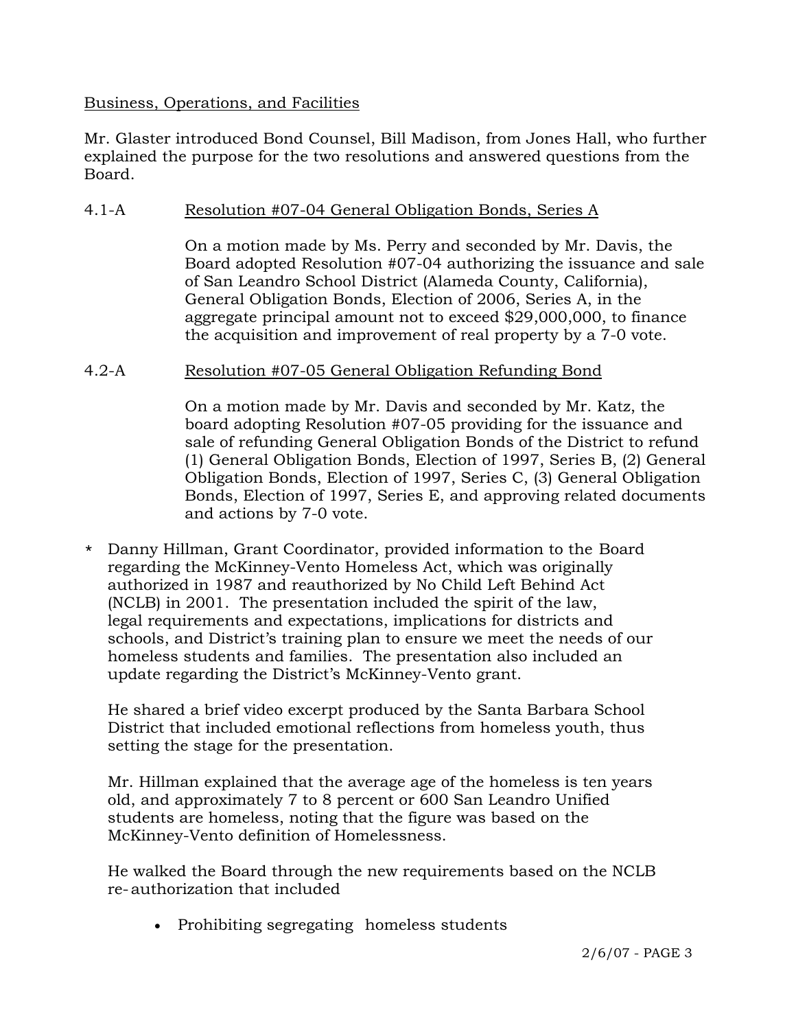Business, Operations, and Facilities

Mr. Glaster introduced Bond Counsel, Bill Madison, from Jones Hall, who further explained the purpose for the two resolutions and answered questions from the Board.

4.1-A Resolution #07-04 General Obligation Bonds, Series A

On a motion made by Ms. Perry and seconded by Mr. Davis, the Board adopted Resolution #07-04 authorizing the issuance and sale of San Leandro School District (Alameda County, California), General Obligation Bonds, Election of 2006, Series A, in the aggregate principal amount not to exceed $29,000,000, to finance the acquisition and improvement of real property by a 7-0 vote.

4.2-A Resolution #07-05 General Obligation Refunding Bond

On a motion made by Mr. Davis and seconded by Mr. Katz, the board adopting Resolution #07-05 providing for the issuance and sale of refunding General Obligation Bonds of the District to refund (1) General Obligation Bonds, Election of 1997, Series B, (2) General Obligation Bonds, Election of 1997, Series C, (3) General Obligation Bonds, Election of 1997, Series E, and approving related documents and actions by 7-0 vote.

\* Danny Hillman, Grant Coordinator, provided information to the Board regarding the McKinney-Vento Homeless Act, which was originally authorized in 1987 and reauthorized by No Child Left Behind Act (NCLB) in 2001. The presentation included the spirit of the law, legal requirements and expectations, implications for districts and schools, and District's training plan to ensure we meet the needs of our homeless students and families. The presentation also included an update regarding the District's McKinney-Vento grant.

He shared a brief video excerpt produced by the Santa Barbara School District that included emotional reflections from homeless youth, thus setting the stage for the presentation.

Mr. Hillman explained that the average age of the homeless is ten years old, and approximately 7 to 8 percent or 600 San Leandro Unified students are homeless, noting that the figure was based on the McKinney-Vento definition of Homelessness.

He walked the Board through the new requirements based on the NCLB re-authorization that included

- Prohibiting segregating homeless students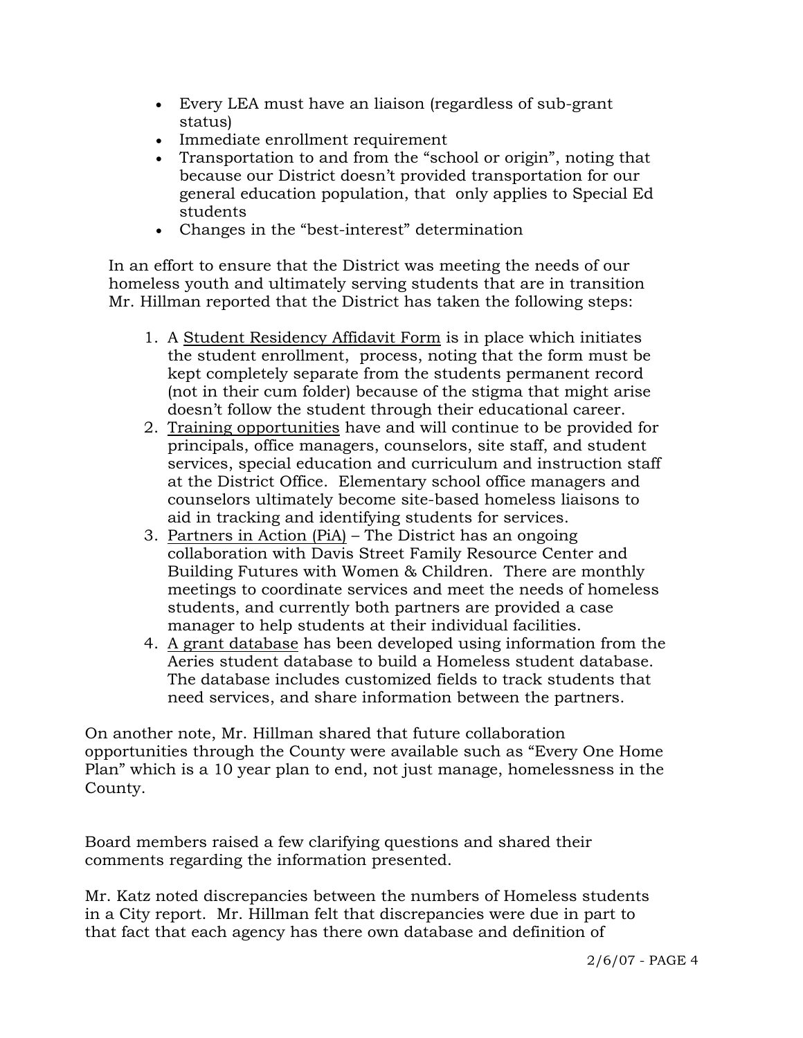- Every LEA must have an liaison (regardless of sub-grant status)
- Immediate enrollment requirement
- Transportation to and from the "school or origin", noting that because our District doesn't provided transportation for our general education population, that only applies to Special Ed students
- Changes in the "best-interest" determination

In an effort to ensure that the District was meeting the needs of our homeless youth and ultimately serving students that are in transition Mr. Hillman reported that the District has taken the following steps:

1. A <u>Student Residency Affidavit Form</u> is in place which initiates the student enrollment, process, noting that the form must be kept completely separate from the students permanent record (not in their cum folder) because of the stigma that might arise doesn't follow the student through their educational career.
2. <u>Training opportunities</u> have and will continue to be provided for principals, office managers, counselors, site staff, and student services, special education and curriculum and instruction staff at the District Office. Elementary school office managers and counselors ultimately become site-based homeless liaisons to aid in tracking and identifying students for services.
3. <u>Partners in Action (PiA)</u> – The District has an ongoing collaboration with Davis Street Family Resource Center and Building Futures with Women & Children. There are monthly meetings to coordinate services and meet the needs of homeless students, and currently both partners are provided a case manager to help students at their individual facilities.
4. <u>A grant database</u> has been developed using information from the Aeries student database to build a Homeless student database. The database includes customized fields to track students that need services, and share information between the partners.

On another note, Mr. Hillman shared that future collaboration opportunities through the County were available such as "Every One Home Plan" which is a 10 year plan to end, not just manage, homelessness in the County.

Board members raised a few clarifying questions and shared their comments regarding the information presented.

Mr. Katz noted discrepancies between the numbers of Homeless students in a City report. Mr. Hillman felt that discrepancies were due in part to that fact that each agency has there own database and definition of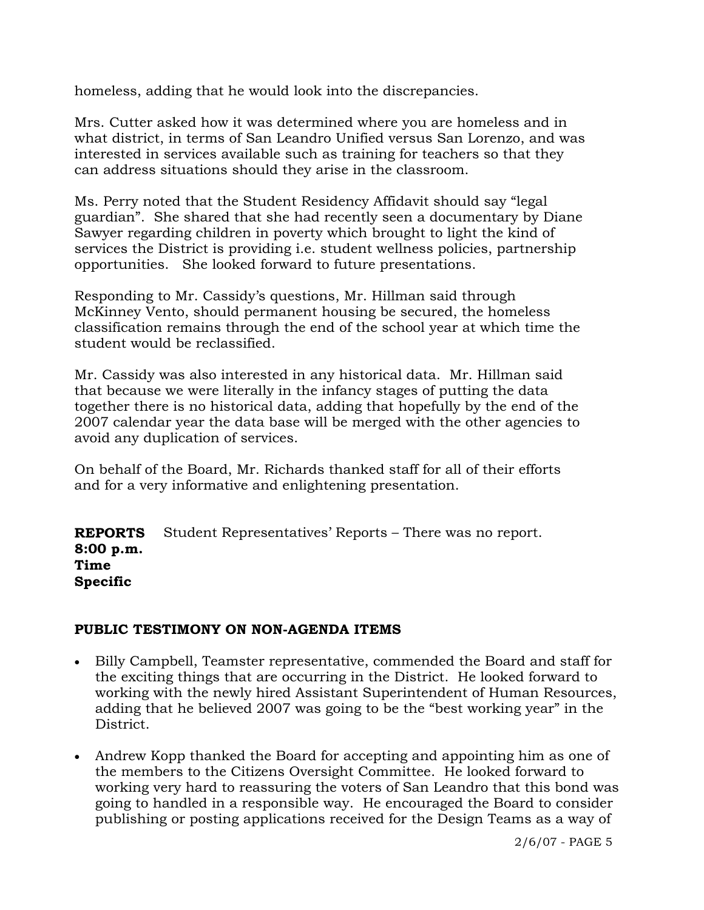homeless, adding that he would look into the discrepancies.

Mrs. Cutter asked how it was determined where you are homeless and in what district, in terms of San Leandro Unified versus San Lorenzo, and was interested in services available such as training for teachers so that they can address situations should they arise in the classroom.

Ms. Perry noted that the Student Residency Affidavit should say "legal guardian". She shared that she had recently seen a documentary by Diane Sawyer regarding children in poverty which brought to light the kind of services the District is providing i.e. student wellness policies, partnership opportunities. She looked forward to future presentations.

Responding to Mr. Cassidy's questions, Mr. Hillman said through McKinney Vento, should permanent housing be secured, the homeless classification remains through the end of the school year at which time the student would be reclassified.

Mr. Cassidy was also interested in any historical data. Mr. Hillman said that because we were literally in the infancy stages of putting the data together there is no historical data, adding that hopefully by the end of the 2007 calendar year the data base will be merged with the other agencies to avoid any duplication of services.

On behalf of the Board, Mr. Richards thanked staff for all of their efforts and for a very informative and enlightening presentation.

**REPORTS 8:00 p.m. Time Specific**

Student Representatives' Reports – There was no report.

**PUBLIC TESTIMONY ON NON-AGENDA ITEMS**

- Billy Campbell, Teamster representative, commended the Board and staff for the exciting things that are occurring in the District. He looked forward to working with the newly hired Assistant Superintendent of Human Resources, adding that he believed 2007 was going to be the "best working year" in the District.

- Andrew Kopp thanked the Board for accepting and appointing him as one of the members to the Citizens Oversight Committee. He looked forward to working very hard to reassuring the voters of San Leandro that this bond was going to handled in a responsible way. He encouraged the Board to consider publishing or posting applications received for the Design Teams as a way of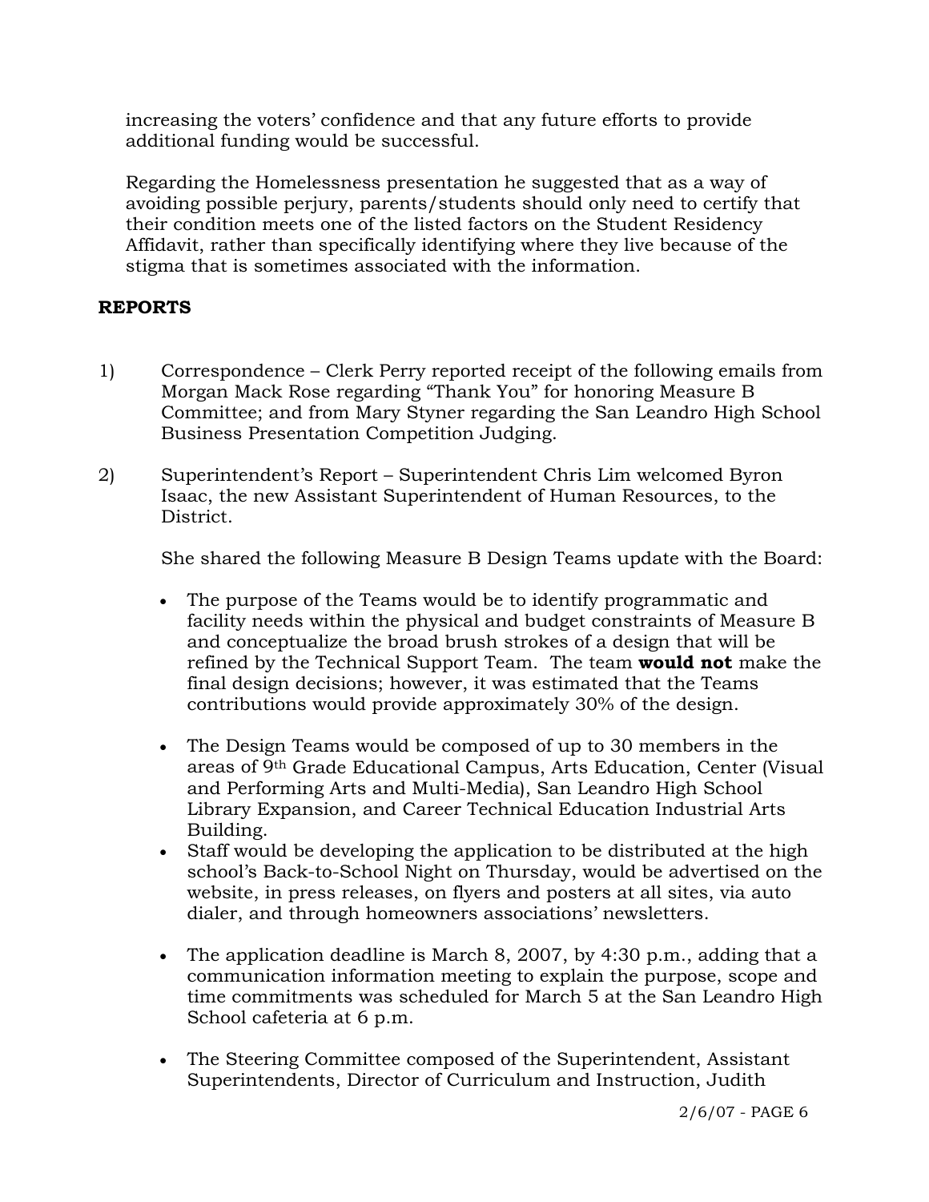increasing the voters' confidence and that any future efforts to provide additional funding would be successful.

Regarding the Homelessness presentation he suggested that as a way of avoiding possible perjury, parents/students should only need to certify that their condition meets one of the listed factors on the Student Residency Affidavit, rather than specifically identifying where they live because of the stigma that is sometimes associated with the information.

**REPORTS**

1) Correspondence – Clerk Perry reported receipt of the following emails from Morgan Mack Rose regarding "Thank You" for honoring Measure B Committee; and from Mary Styner regarding the San Leandro High School Business Presentation Competition Judging.

2) Superintendent's Report – Superintendent Chris Lim welcomed Byron Isaac, the new Assistant Superintendent of Human Resources, to the District.

   She shared the following Measure B Design Teams update with the Board:

   - The purpose of the Teams would be to identify programmatic and facility needs within the physical and budget constraints of Measure B and conceptualize the broad brush strokes of a design that will be refined by the Technical Support Team. The team **would not** make the final design decisions; however, it was estimated that the Teams contributions would provide approximately 30% of the design.

   - The Design Teams would be composed of up to 30 members in the areas of 9th Grade Educational Campus, Arts Education, Center (Visual and Performing Arts and Multi-Media), San Leandro High School Library Expansion, and Career Technical Education Industrial Arts Building.
   - Staff would be developing the application to be distributed at the high school's Back-to-School Night on Thursday, would be advertised on the website, in press releases, on flyers and posters at all sites, via auto dialer, and through homeowners associations' newsletters.

   - The application deadline is March 8, 2007, by 4:30 p.m., adding that a communication information meeting to explain the purpose, scope and time commitments was scheduled for March 5 at the San Leandro High School cafeteria at 6 p.m.

   - The Steering Committee composed of the Superintendent, Assistant Superintendents, Director of Curriculum and Instruction, Judith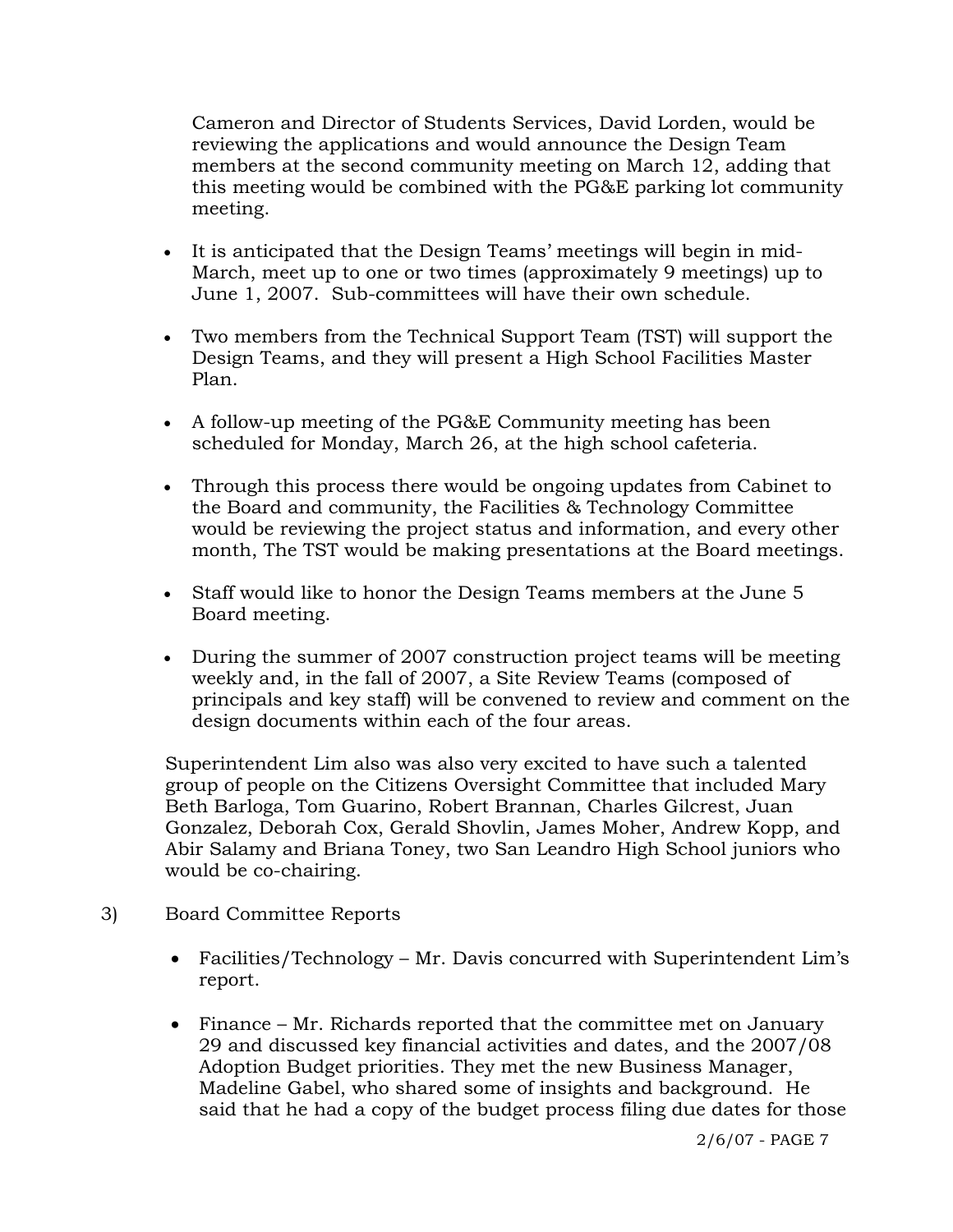Cameron and Director of Students Services, David Lorden, would be reviewing the applications and would announce the Design Team members at the second community meeting on March 12, adding that this meeting would be combined with the PG&E parking lot community meeting.

- It is anticipated that the Design Teams' meetings will begin in mid-March, meet up to one or two times (approximately 9 meetings) up to June 1, 2007. Sub-committees will have their own schedule.

- Two members from the Technical Support Team (TST) will support the Design Teams, and they will present a High School Facilities Master Plan.

- A follow-up meeting of the PG&E Community meeting has been scheduled for Monday, March 26, at the high school cafeteria.

- Through this process there would be ongoing updates from Cabinet to the Board and community, the Facilities & Technology Committee would be reviewing the project status and information, and every other month, The TST would be making presentations at the Board meetings.

- Staff would like to honor the Design Teams members at the June 5 Board meeting.

- During the summer of 2007 construction project teams will be meeting weekly and, in the fall of 2007, a Site Review Teams (composed of principals and key staff) will be convened to review and comment on the design documents within each of the four areas.

Superintendent Lim also was also very excited to have such a talented group of people on the Citizens Oversight Committee that included Mary Beth Barloga, Tom Guarino, Robert Brannan, Charles Gilcrest, Juan Gonzalez, Deborah Cox, Gerald Shovlin, James Moher, Andrew Kopp, and Abir Salamy and Briana Toney, two San Leandro High School juniors who would be co-chairing.

3) Board Committee Reports

- Facilities/Technology – Mr. Davis concurred with Superintendent Lim's report.

- Finance – Mr. Richards reported that the committee met on January 29 and discussed key financial activities and dates, and the 2007/08 Adoption Budget priorities. They met the new Business Manager, Madeline Gabel, who shared some of insights and background. He said that he had a copy of the budget process filing due dates for those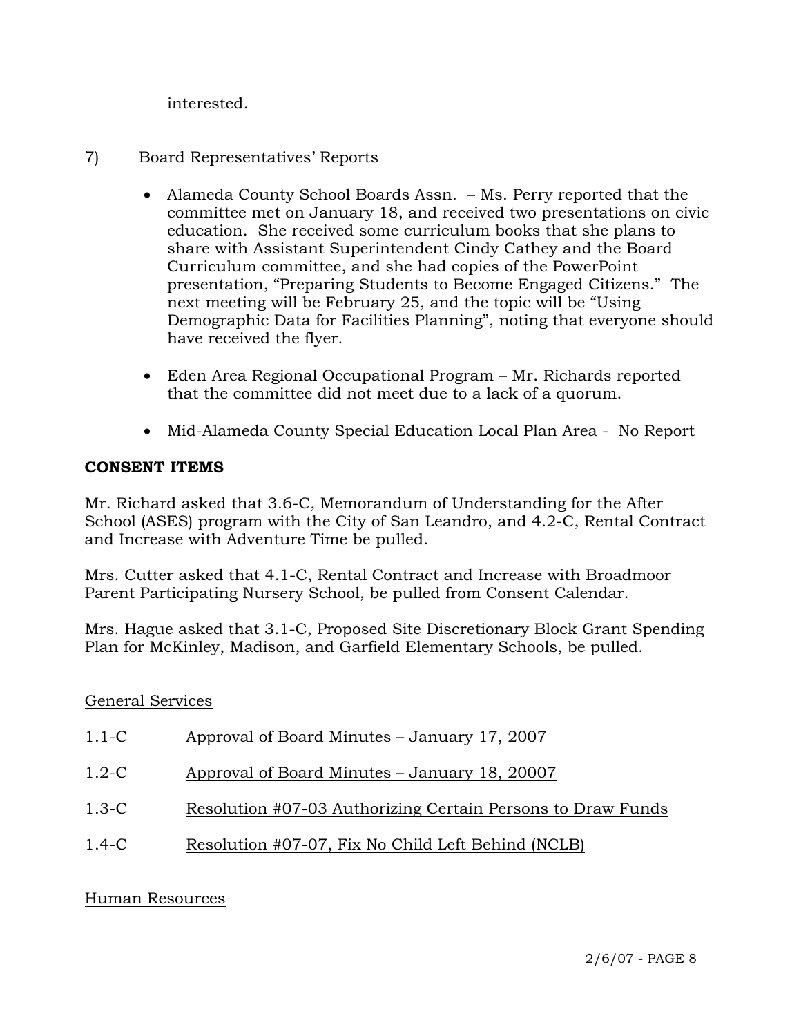interested.

7) Board Representatives' Reports

- Alameda County School Boards Assn. – Ms. Perry reported that the committee met on January 18, and received two presentations on civic education. She received some curriculum books that she plans to share with Assistant Superintendent Cindy Cathey and the Board Curriculum committee, and she had copies of the PowerPoint presentation, "Preparing Students to Become Engaged Citizens." The next meeting will be February 25, and the topic will be "Using Demographic Data for Facilities Planning", noting that everyone should have received the flyer.

- Eden Area Regional Occupational Program – Mr. Richards reported that the committee did not meet due to a lack of a quorum.

- Mid-Alameda County Special Education Local Plan Area - No Report

**CONSENT ITEMS**

Mr. Richard asked that 3.6-C, Memorandum of Understanding for the After School (ASES) program with the City of San Leandro, and 4.2-C, Rental Contract and Increase with Adventure Time be pulled.

Mrs. Cutter asked that 4.1-C, Rental Contract and Increase with Broadmoor Parent Participating Nursery School, be pulled from Consent Calendar.

Mrs. Hague asked that 3.1-C, Proposed Site Discretionary Block Grant Spending Plan for McKinley, Madison, and Garfield Elementary Schools, be pulled.

General Services

1.1-C Approval of Board Minutes – January 17, 2007

1.2-C Approval of Board Minutes – January 18, 20007

1.3-C Resolution #07-03 Authorizing Certain Persons to Draw Funds

1.4-C Resolution #07-07, Fix No Child Left Behind (NCLB)

Human Resources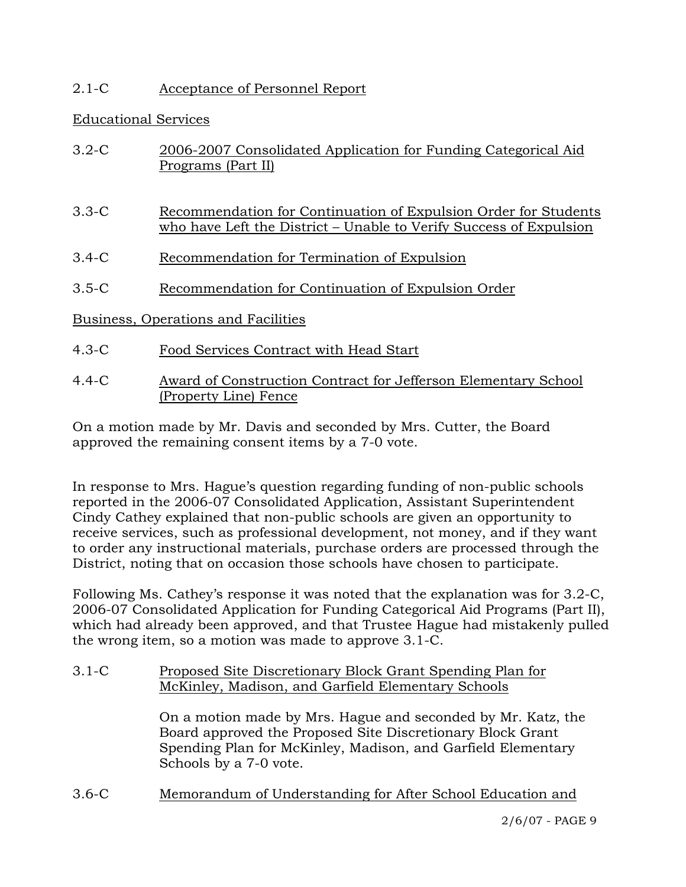2.1-C Acceptance of Personnel Report

Educational Services

3.2-C 2006-2007 Consolidated Application for Funding Categorical Aid Programs (Part II)

3.3-C Recommendation for Continuation of Expulsion Order for Students who have Left the District – Unable to Verify Success of Expulsion

3.4-C Recommendation for Termination of Expulsion

3.5-C Recommendation for Continuation of Expulsion Order

Business, Operations and Facilities

4.3-C Food Services Contract with Head Start

4.4-C Award of Construction Contract for Jefferson Elementary School (Property Line) Fence

On a motion made by Mr. Davis and seconded by Mrs. Cutter, the Board approved the remaining consent items by a 7-0 vote.

In response to Mrs. Hague's question regarding funding of non-public schools reported in the 2006-07 Consolidated Application, Assistant Superintendent Cindy Cathey explained that non-public schools are given an opportunity to receive services, such as professional development, not money, and if they want to order any instructional materials, purchase orders are processed through the District, noting that on occasion those schools have chosen to participate.

Following Ms. Cathey's response it was noted that the explanation was for 3.2-C, 2006-07 Consolidated Application for Funding Categorical Aid Programs (Part II), which had already been approved, and that Trustee Hague had mistakenly pulled the wrong item, so a motion was made to approve 3.1-C.

3.1-C Proposed Site Discretionary Block Grant Spending Plan for McKinley, Madison, and Garfield Elementary Schools

On a motion made by Mrs. Hague and seconded by Mr. Katz, the Board approved the Proposed Site Discretionary Block Grant Spending Plan for McKinley, Madison, and Garfield Elementary Schools by a 7-0 vote.

3.6-C Memorandum of Understanding for After School Education and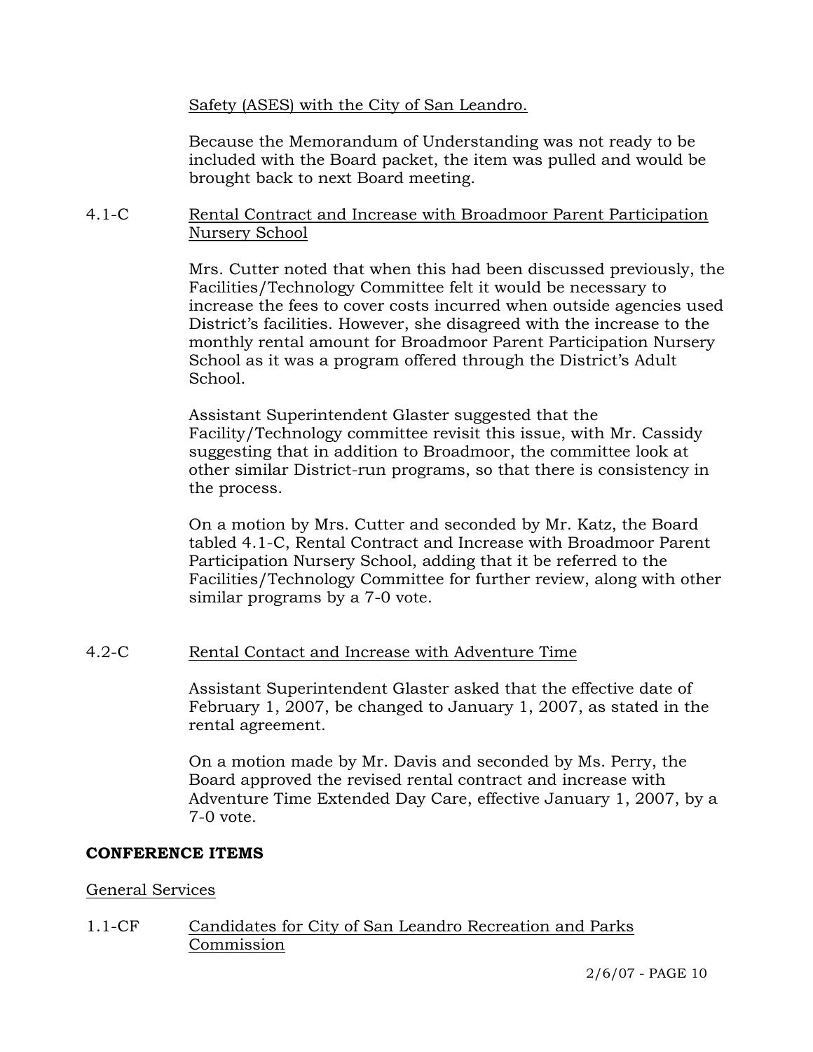Safety (ASES) with the City of San Leandro.

Because the Memorandum of Understanding was not ready to be included with the Board packet, the item was pulled and would be brought back to next Board meeting.

4.1-C Rental Contract and Increase with Broadmoor Parent Participation Nursery School

Mrs. Cutter noted that when this had been discussed previously, the Facilities/Technology Committee felt it would be necessary to increase the fees to cover costs incurred when outside agencies used District's facilities. However, she disagreed with the increase to the monthly rental amount for Broadmoor Parent Participation Nursery School as it was a program offered through the District's Adult School.

Assistant Superintendent Glaster suggested that the Facility/Technology committee revisit this issue, with Mr. Cassidy suggesting that in addition to Broadmoor, the committee look at other similar District-run programs, so that there is consistency in the process.

On a motion by Mrs. Cutter and seconded by Mr. Katz, the Board tabled 4.1-C, Rental Contract and Increase with Broadmoor Parent Participation Nursery School, adding that it be referred to the Facilities/Technology Committee for further review, along with other similar programs by a 7-0 vote.

4.2-C Rental Contact and Increase with Adventure Time

Assistant Superintendent Glaster asked that the effective date of February 1, 2007, be changed to January 1, 2007, as stated in the rental agreement.

On a motion made by Mr. Davis and seconded by Ms. Perry, the Board approved the revised rental contract and increase with Adventure Time Extended Day Care, effective January 1, 2007, by a 7-0 vote.

## CONFERENCE ITEMS

General Services

1.1-CF Candidates for City of San Leandro Recreation and Parks Commission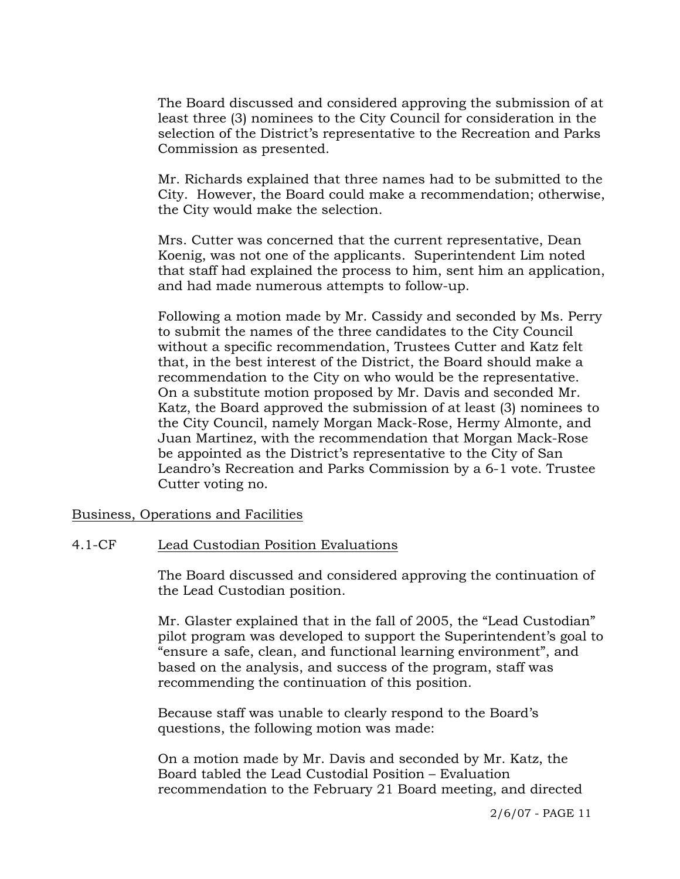The Board discussed and considered approving the submission of at least three (3) nominees to the City Council for consideration in the selection of the District's representative to the Recreation and Parks Commission as presented.

Mr. Richards explained that three names had to be submitted to the City. However, the Board could make a recommendation; otherwise, the City would make the selection.

Mrs. Cutter was concerned that the current representative, Dean Koenig, was not one of the applicants. Superintendent Lim noted that staff had explained the process to him, sent him an application, and had made numerous attempts to follow-up.

Following a motion made by Mr. Cassidy and seconded by Ms. Perry to submit the names of the three candidates to the City Council without a specific recommendation, Trustees Cutter and Katz felt that, in the best interest of the District, the Board should make a recommendation to the City on who would be the representative. On a substitute motion proposed by Mr. Davis and seconded Mr. Katz, the Board approved the submission of at least (3) nominees to the City Council, namely Morgan Mack-Rose, Hermy Almonte, and Juan Martinez, with the recommendation that Morgan Mack-Rose be appointed as the District's representative to the City of San Leandro's Recreation and Parks Commission by a 6-1 vote. Trustee Cutter voting no.

<u>Business, Operations and Facilities</u>

4.1-CF <u>Lead Custodian Position Evaluations</u>

The Board discussed and considered approving the continuation of the Lead Custodian position.

Mr. Glaster explained that in the fall of 2005, the "Lead Custodian" pilot program was developed to support the Superintendent's goal to "ensure a safe, clean, and functional learning environment", and based on the analysis, and success of the program, staff was recommending the continuation of this position.

Because staff was unable to clearly respond to the Board's questions, the following motion was made:

On a motion made by Mr. Davis and seconded by Mr. Katz, the Board tabled the Lead Custodial Position – Evaluation recommendation to the February 21 Board meeting, and directed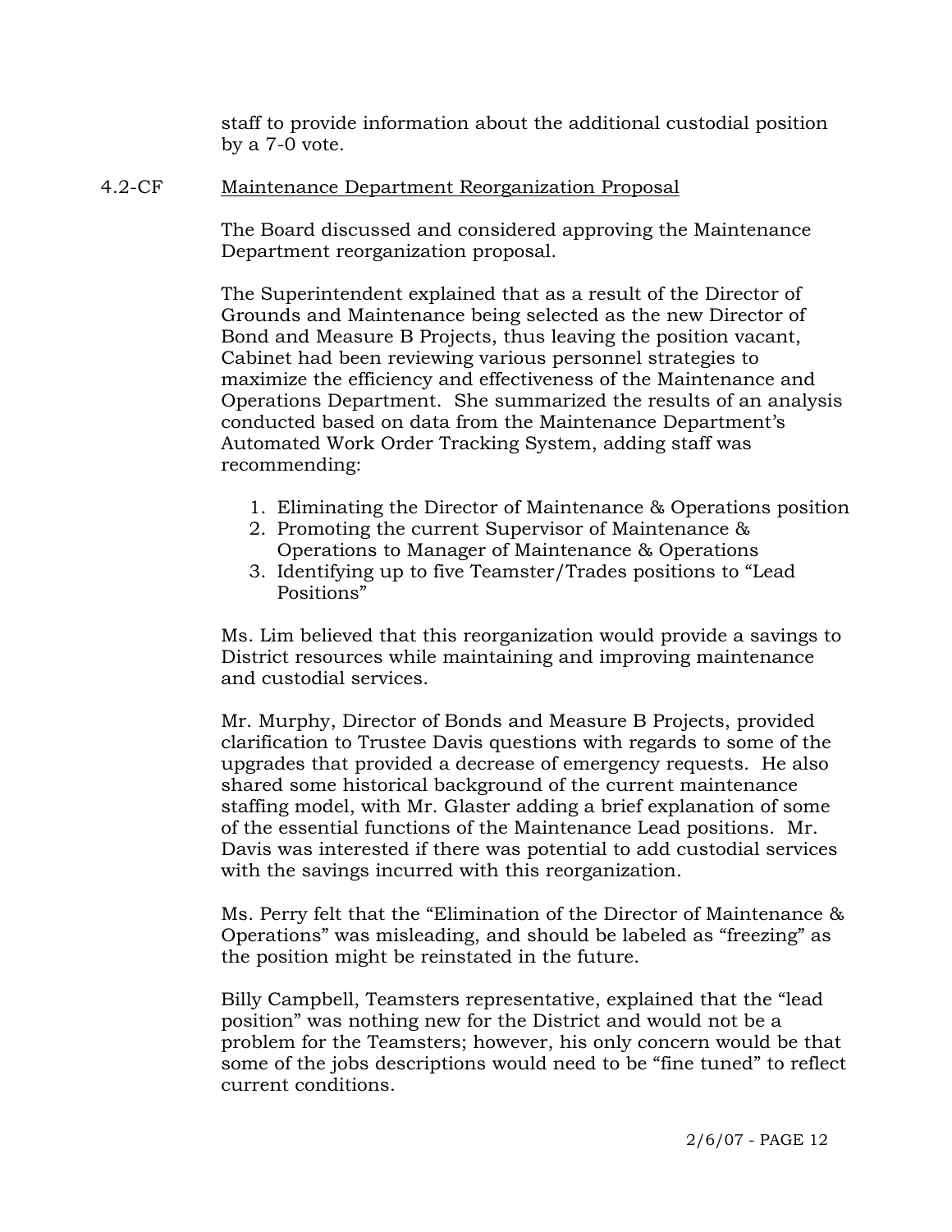staff to provide information about the additional custodial position by a 7-0 vote.

4.2-CF Maintenance Department Reorganization Proposal

The Board discussed and considered approving the Maintenance Department reorganization proposal.

The Superintendent explained that as a result of the Director of Grounds and Maintenance being selected as the new Director of Bond and Measure B Projects, thus leaving the position vacant, Cabinet had been reviewing various personnel strategies to maximize the efficiency and effectiveness of the Maintenance and Operations Department. She summarized the results of an analysis conducted based on data from the Maintenance Department's Automated Work Order Tracking System, adding staff was recommending:

1. Eliminating the Director of Maintenance & Operations position
2. Promoting the current Supervisor of Maintenance & Operations to Manager of Maintenance & Operations
3. Identifying up to five Teamster/Trades positions to "Lead Positions"

Ms. Lim believed that this reorganization would provide a savings to District resources while maintaining and improving maintenance and custodial services.

Mr. Murphy, Director of Bonds and Measure B Projects, provided clarification to Trustee Davis questions with regards to some of the upgrades that provided a decrease of emergency requests. He also shared some historical background of the current maintenance staffing model, with Mr. Glaster adding a brief explanation of some of the essential functions of the Maintenance Lead positions. Mr. Davis was interested if there was potential to add custodial services with the savings incurred with this reorganization.

Ms. Perry felt that the "Elimination of the Director of Maintenance & Operations" was misleading, and should be labeled as "freezing" as the position might be reinstated in the future.

Billy Campbell, Teamsters representative, explained that the "lead position" was nothing new for the District and would not be a problem for the Teamsters; however, his only concern would be that some of the jobs descriptions would need to be "fine tuned" to reflect current conditions.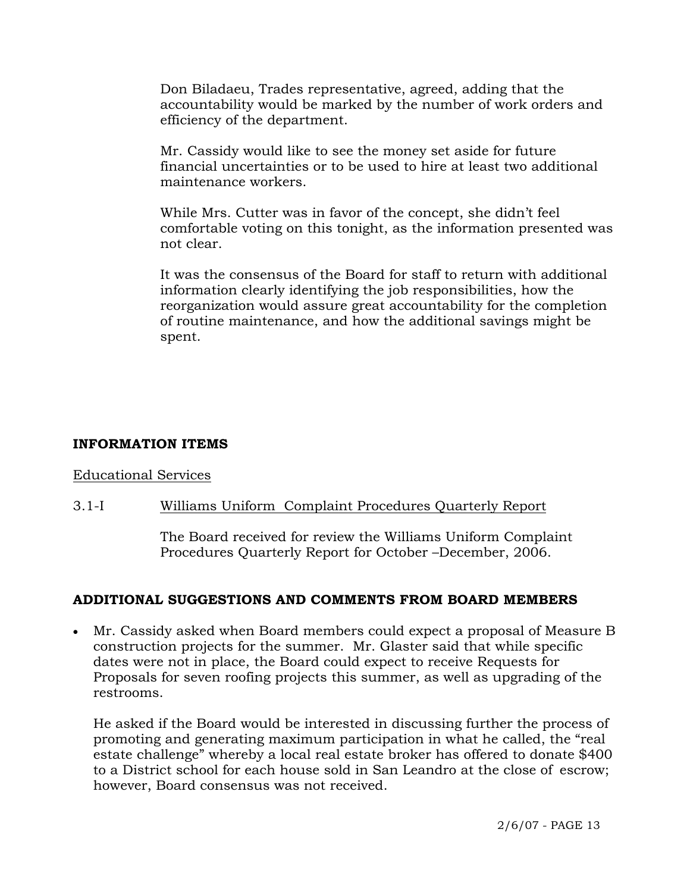Don Biladaeu, Trades representative, agreed, adding that the accountability would be marked by the number of work orders and efficiency of the department.

Mr. Cassidy would like to see the money set aside for future financial uncertainties or to be used to hire at least two additional maintenance workers.

While Mrs. Cutter was in favor of the concept, she didn't feel comfortable voting on this tonight, as the information presented was not clear.

It was the consensus of the Board for staff to return with additional information clearly identifying the job responsibilities, how the reorganization would assure great accountability for the completion of routine maintenance, and how the additional savings might be spent.

## INFORMATION ITEMS

Educational Services

3.1-I Williams Uniform Complaint Procedures Quarterly Report

The Board received for review the Williams Uniform Complaint Procedures Quarterly Report for October –December, 2006.

## ADDITIONAL SUGGESTIONS AND COMMENTS FROM BOARD MEMBERS

- Mr. Cassidy asked when Board members could expect a proposal of Measure B construction projects for the summer. Mr. Glaster said that while specific dates were not in place, the Board could expect to receive Requests for Proposals for seven roofing projects this summer, as well as upgrading of the restrooms.

  He asked if the Board would be interested in discussing further the process of promoting and generating maximum participation in what he called, the "real estate challenge" whereby a local real estate broker has offered to donate $400 to a District school for each house sold in San Leandro at the close of escrow; however, Board consensus was not received.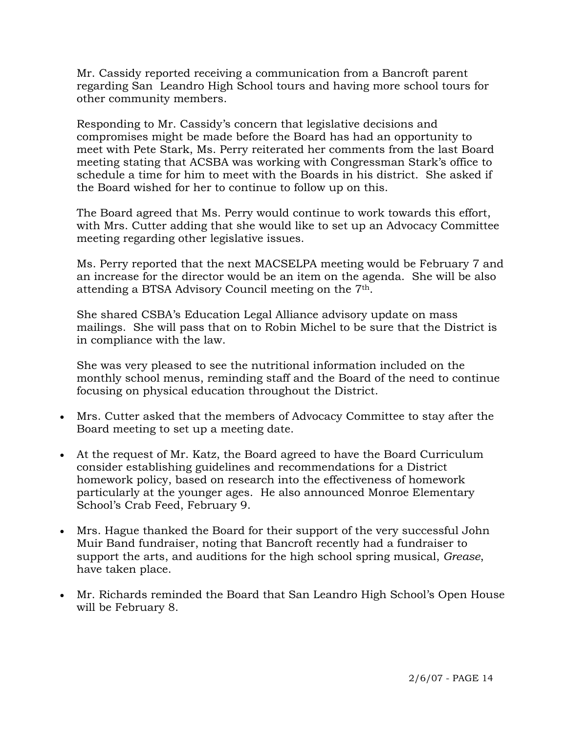Mr. Cassidy reported receiving a communication from a Bancroft parent regarding San Leandro High School tours and having more school tours for other community members.

Responding to Mr. Cassidy's concern that legislative decisions and compromises might be made before the Board has had an opportunity to meet with Pete Stark, Ms. Perry reiterated her comments from the last Board meeting stating that ACSBA was working with Congressman Stark's office to schedule a time for him to meet with the Boards in his district. She asked if the Board wished for her to continue to follow up on this.

The Board agreed that Ms. Perry would continue to work towards this effort, with Mrs. Cutter adding that she would like to set up an Advocacy Committee meeting regarding other legislative issues.

Ms. Perry reported that the next MACSELPA meeting would be February 7 and an increase for the director would be an item on the agenda. She will be also attending a BTSA Advisory Council meeting on the 7th.

She shared CSBA's Education Legal Alliance advisory update on mass mailings. She will pass that on to Robin Michel to be sure that the District is in compliance with the law.

She was very pleased to see the nutritional information included on the monthly school menus, reminding staff and the Board of the need to continue focusing on physical education throughout the District.

- Mrs. Cutter asked that the members of Advocacy Committee to stay after the Board meeting to set up a meeting date.
- At the request of Mr. Katz, the Board agreed to have the Board Curriculum consider establishing guidelines and recommendations for a District homework policy, based on research into the effectiveness of homework particularly at the younger ages. He also announced Monroe Elementary School's Crab Feed, February 9.
- Mrs. Hague thanked the Board for their support of the very successful John Muir Band fundraiser, noting that Bancroft recently had a fundraiser to support the arts, and auditions for the high school spring musical, *Grease*, have taken place.
- Mr. Richards reminded the Board that San Leandro High School's Open House will be February 8.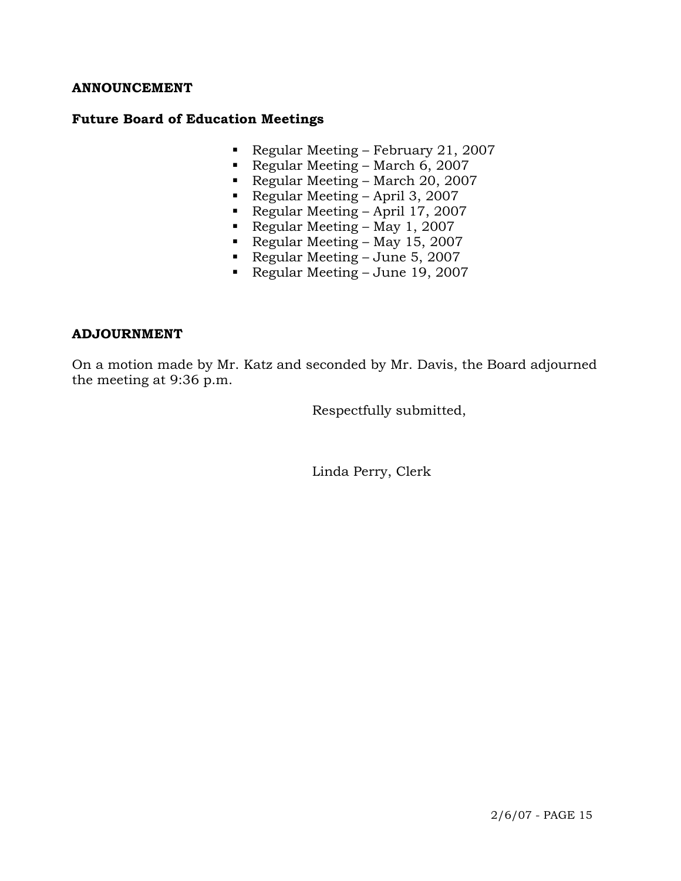**ANNOUNCEMENT**

**Future Board of Education Meetings**

- Regular Meeting – February 21, 2007
- Regular Meeting – March 6, 2007
- Regular Meeting – March 20, 2007
- Regular Meeting – April 3, 2007
- Regular Meeting – April 17, 2007
- Regular Meeting – May 1, 2007
- Regular Meeting – May 15, 2007
- Regular Meeting – June 5, 2007
- Regular Meeting – June 19, 2007

**ADJOURNMENT**

On a motion made by Mr. Katz and seconded by Mr. Davis, the Board adjourned the meeting at 9:36 p.m.

Respectfully submitted,

Linda Perry, Clerk